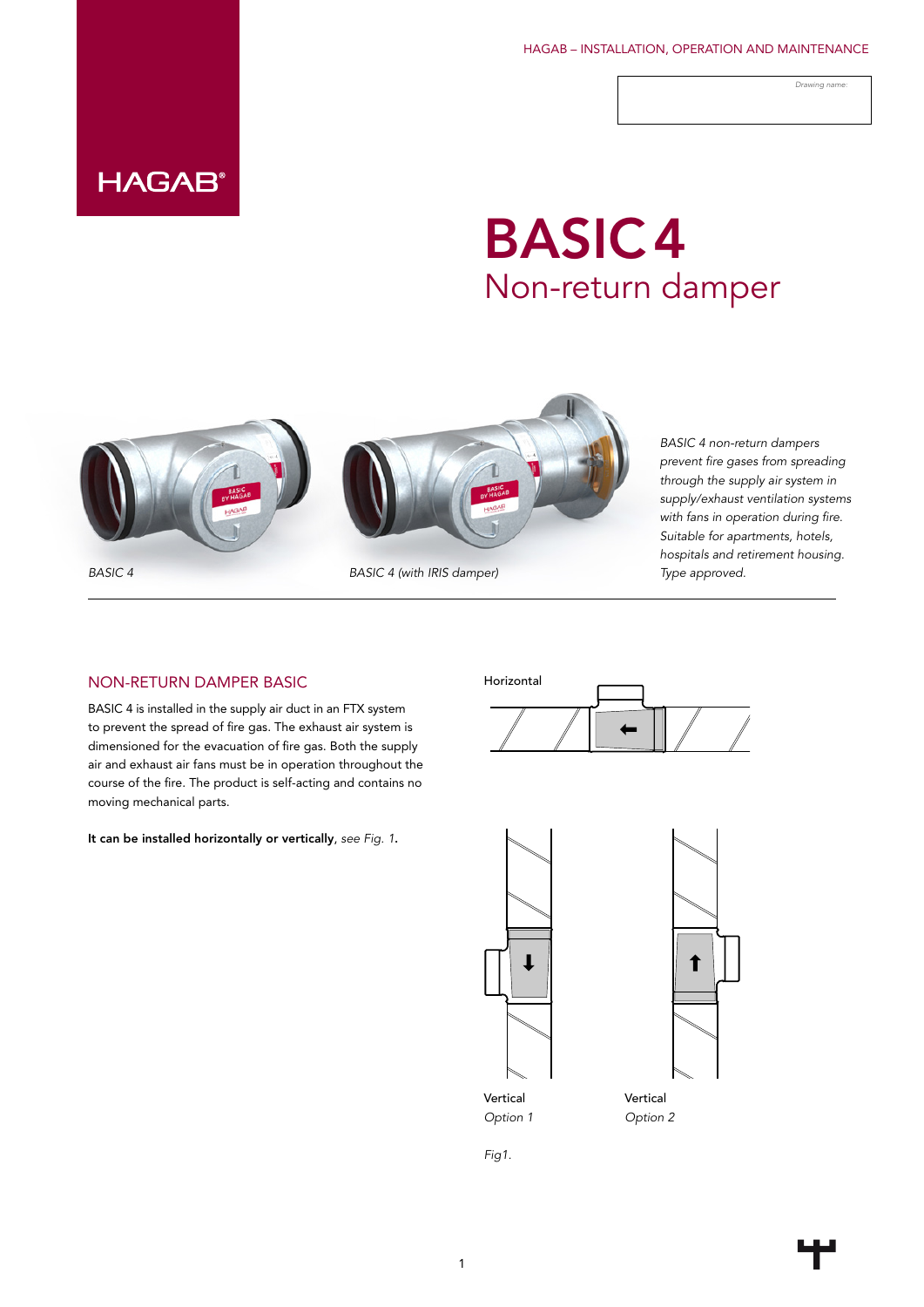HAGAB – INSTALLATION, OPERATION AND MAINTENANCE

Drawing name:

# BASIC 4

## Non-return damper

*BASIC 4*

*BASIC 4 (with IRIS damper)*

*BASIC 4 non-return dampers prevent fire gases from spreading through the supply air system in supply/exhaust ventilation systems with fans in operation during fire. Suitable for apartments, hotels, hospitals and retirement housing. Type approved.*

## NON-RETURN DAMPER BASIC

BASIC 4 is installed in the supply air duct in an FTX system to prevent the spread of fire gas. The exhaust air system is dimensioned for the evacuation of fire gas. Both the supply air and exhaust air fans must be in operation throughout the course of the fire. The product is self-acting and contains no moving mechanical parts.

**It can be installed horizontally or vertically**, *see Fig. 1*.

Horizontal

Vertical
*Option 1*

Vertical
*Option 2*

*Fig1.*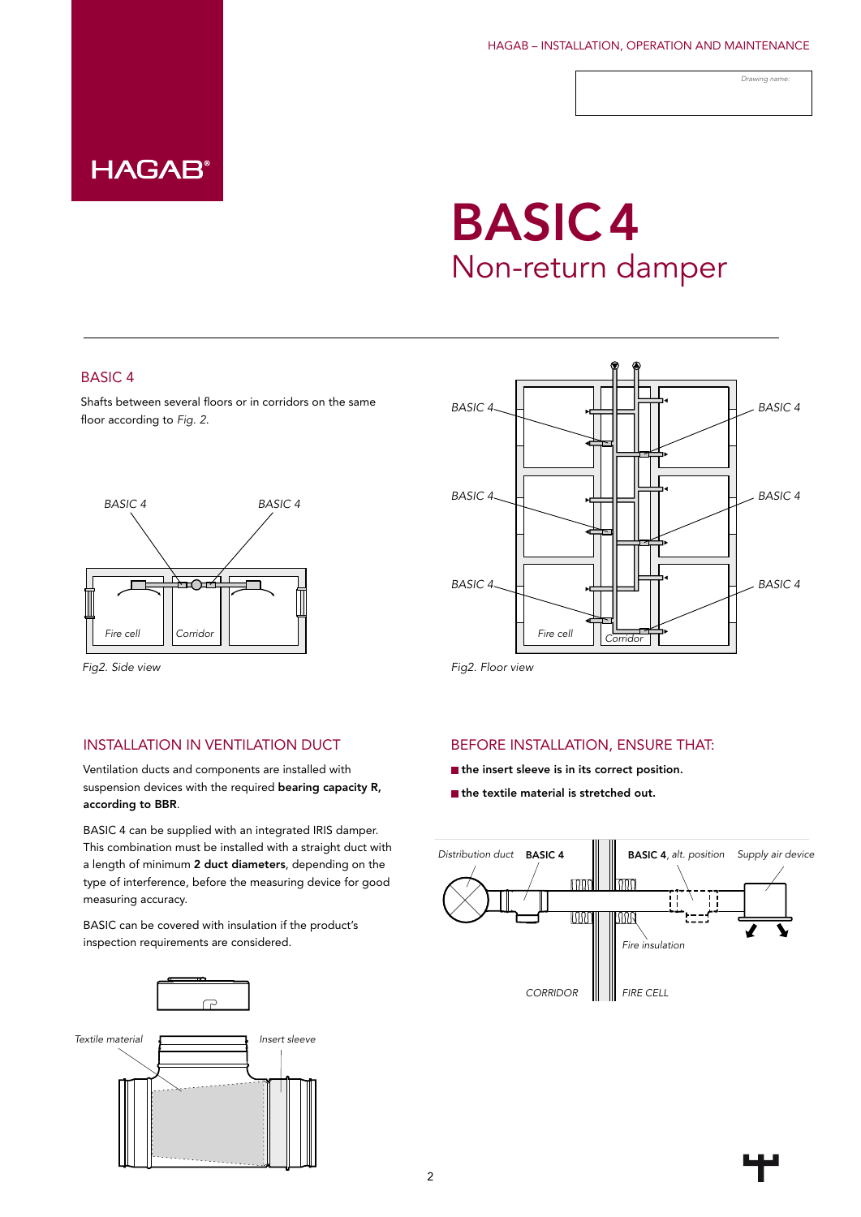# BASIC 4

Non-return damper

## BASIC 4

Shafts between several floors or in corridors on the same floor according to *Fig. 2*.

*Fig2. Side view*

*Fig2. Floor view*

## INSTALLATION IN VENTILATION DUCT

Ventilation ducts and components are installed with suspension devices with the required **bearing capacity R, according to BBR**.

BASIC 4 can be supplied with an integrated IRIS damper. This combination must be installed with a straight duct with a length of minimum **2 duct diameters**, depending on the type of interference, before the measuring device for good measuring accuracy.

BASIC can be covered with insulation if the product's inspection requirements are considered.

## BEFORE INSTALLATION, ENSURE THAT:

- **the insert sleeve is in its correct position.**
- **the textile material is stretched out.**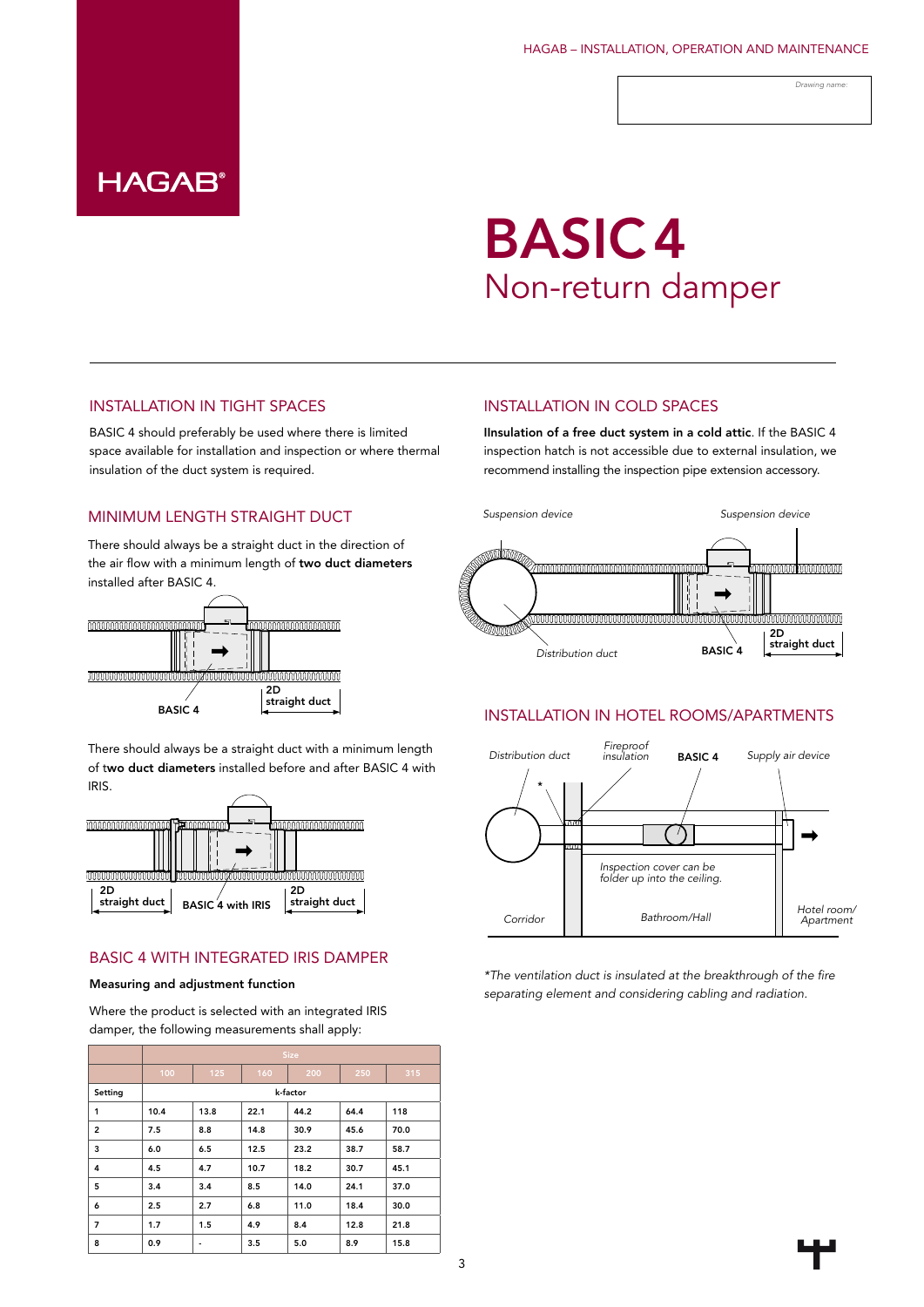Drawing name:

# BASIC 4
## Non-return damper

### INSTALLATION IN TIGHT SPACES

BASIC 4 should preferably be used where there is limited space available for installation and inspection or where thermal insulation of the duct system is required.

### MINIMUM LENGTH STRAIGHT DUCT

There should always be a straight duct in the direction of the air flow with a minimum length of **two duct diameters** installed after BASIC 4.

BASIC 4 | 2D straight duct

There should always be a straight duct with a minimum length of t**wo duct diameters** installed before and after BASIC 4 with IRIS.

2D straight duct | BASIC 4 with IRIS | 2D straight duct

### BASIC 4 WITH INTEGRATED IRIS DAMPER

**Measuring and adjustment function**

Where the product is selected with an integrated IRIS damper, the following measurements shall apply:

| | Size | | | | | |
|---|---|---|---|---|---|---|
| | 100 | 125 | 160 | 200 | 250 | 315 |
| **Setting** | k-factor | | | | | |
| 1 | 10.4 | 13.8 | 22.1 | 44.2 | 64.4 | 118 |
| 2 | 7.5 | 8.8 | 14.8 | 30.9 | 45.6 | 70.0 |
| 3 | 6.0 | 6.5 | 12.5 | 23.2 | 38.7 | 58.7 |
| 4 | 4.5 | 4.7 | 10.7 | 18.2 | 30.7 | 45.1 |
| 5 | 3.4 | 3.4 | 8.5 | 14.0 | 24.1 | 37.0 |
| 6 | 2.5 | 2.7 | 6.8 | 11.0 | 18.4 | 30.0 |
| 7 | 1.7 | 1.5 | 4.9 | 8.4 | 12.8 | 21.8 |
| 8 | 0.9 | - | 3.5 | 5.0 | 8.9 | 15.8 |

### INSTALLATION IN COLD SPACES

**IInsulation of a free duct system in a cold attic**. If the BASIC 4 inspection hatch is not accessible due to external insulation, we recommend installing the inspection pipe extension accessory.

*Suspension device* | *Suspension device* | *Distribution duct* | BASIC 4 | 2D straight duct

### INSTALLATION IN HOTEL ROOMS/APARTMENTS

*Distribution duct* | *Fireproof insulation* | BASIC 4 | *Supply air device* | *Inspection cover can be folder up into the ceiling.* | *Corridor* | *Bathroom/Hall* | *Hotel room/ Apartment*

*\*The ventilation duct is insulated at the breakthrough of the fire separating element and considering cabling and radiation.*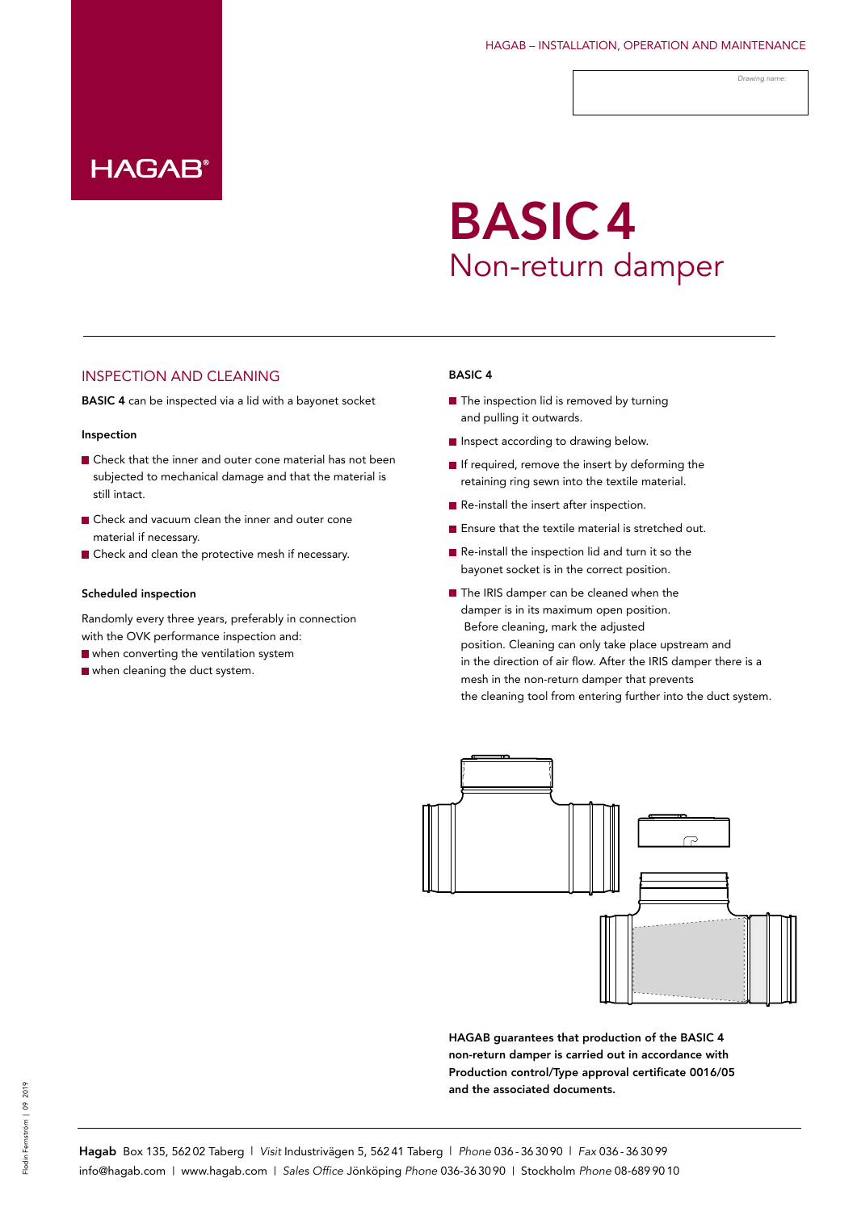HAGAB – INSTALLATION, OPERATION AND MAINTENANCE

Drawing name:

HAGAB®

# BASIC 4

## Non-return damper

### INSPECTION AND CLEANING

**BASIC 4** can be inspected via a lid with a bayonet socket

#### Inspection

- Check that the inner and outer cone material has not been subjected to mechanical damage and that the material is still intact.
- Check and vacuum clean the inner and outer cone material if necessary.
- Check and clean the protective mesh if necessary.

#### Scheduled inspection

Randomly every three years, preferably in connection with the OVK performance inspection and:

- when converting the ventilation system
- when cleaning the duct system.

#### BASIC 4

- The inspection lid is removed by turning and pulling it outwards.
- Inspect according to drawing below.
- If required, remove the insert by deforming the retaining ring sewn into the textile material.
- Re-install the insert after inspection.
- Ensure that the textile material is stretched out.
- Re-install the inspection lid and turn it so the bayonet socket is in the correct position.
- The IRIS damper can be cleaned when the damper is in its maximum open position. Before cleaning, mark the adjusted position. Cleaning can only take place upstream and in the direction of air flow. After the IRIS damper there is a mesh in the non-return damper that prevents the cleaning tool from entering further into the duct system.

**HAGAB guarantees that production of the BASIC 4 non-return damper is carried out in accordance with Production control/Type approval certificate 0016/05 and the associated documents.**

**Hagab** Box 135, 562 02 Taberg | *Visit* Industrivägen 5, 562 41 Taberg | *Phone* 036 - 36 30 90 | *Fax* 036 - 36 30 99
info@hagab.com | www.hagab.com | *Sales Office* Jönköping *Phone* 036-36 30 90 | Stockholm *Phone* 08-689 90 10

Flodin Fernström | 09 2019